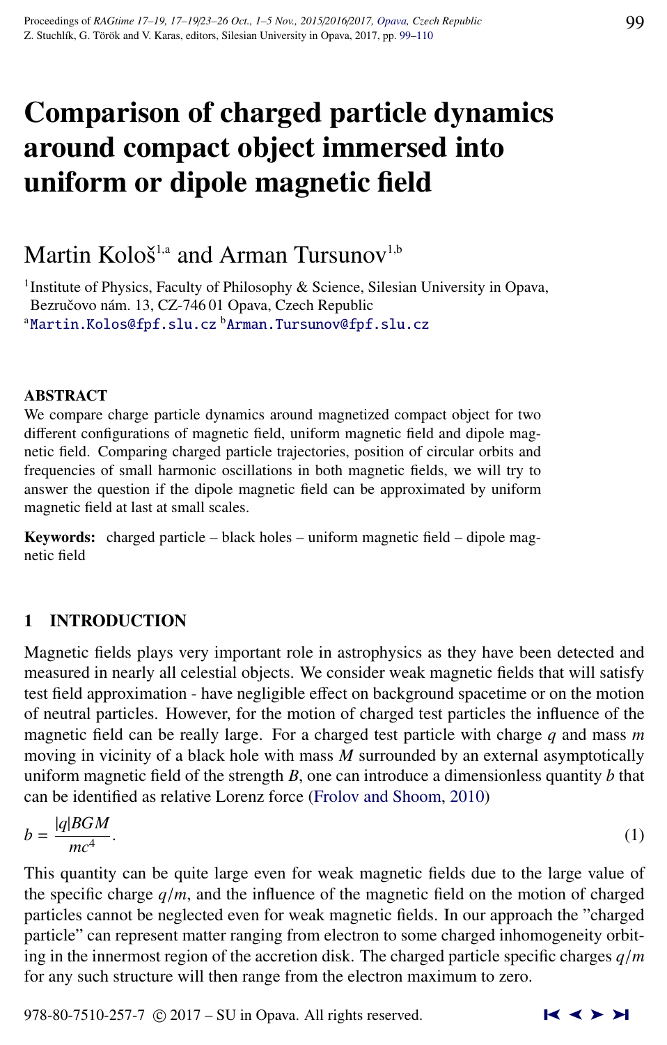# Comparison of charged particle dynamics around compact object immersed into uniform or dipole magnetic field

Martin Kološ[1,a] and Arman Tursunov[1,b]

[1]Institute of Physics, Faculty of Philosophy & Science, Silesian University in Opava, Bezručovo nám. 13, CZ-746 01 Opava, Czech Republic
[a]Martin.Kolos@fpf.slu.cz [b]Arman.Tursunov@fpf.slu.cz

## ABSTRACT

We compare charge particle dynamics around magnetized compact object for two different configurations of magnetic field, uniform magnetic field and dipole magnetic field. Comparing charged particle trajectories, position of circular orbits and frequencies of small harmonic oscillations in both magnetic fields, we will try to answer the question if the dipole magnetic field can be approximated by uniform magnetic field at last at small scales.

**Keywords:** charged particle – black holes – uniform magnetic field – dipole magnetic field

## 1 INTRODUCTION

Magnetic fields plays very important role in astrophysics as they have been detected and measured in nearly all celestial objects. We consider weak magnetic fields that will satisfy test field approximation - have negligible effect on background spacetime or on the motion of neutral particles. However, for the motion of charged test particles the influence of the magnetic field can be really large. For a charged test particle with charge $q$ and mass $m$ moving in vicinity of a black hole with mass $M$ surrounded by an external asymptotically uniform magnetic field of the strength $B$, one can introduce a dimensionless quantity $b$ that can be identified as relative Lorenz force (Frolov and Shoom, 2010)

$$b = \frac{|q|BGM}{mc^4}. \tag{1}$$

This quantity can be quite large even for weak magnetic fields due to the large value of the specific charge $q/m$, and the influence of the magnetic field on the motion of charged particles cannot be neglected even for weak magnetic fields. In our approach the "charged particle" can represent matter ranging from electron to some charged inhomogeneity orbiting in the innermost region of the accretion disk. The charged particle specific charges $q/m$ for any such structure will then range from the electron maximum to zero.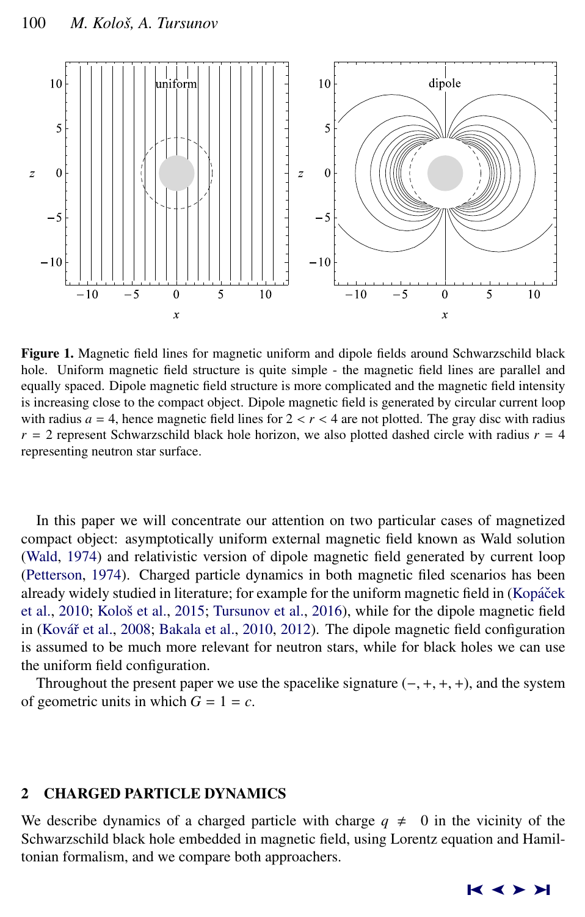**Figure 1.** Magnetic field lines for magnetic uniform and dipole fields around Schwarzschild black hole. Uniform magnetic field structure is quite simple - the magnetic field lines are parallel and equally spaced. Dipole magnetic field structure is more complicated and the magnetic field intensity is increasing close to the compact object. Dipole magnetic field is generated by circular current loop with radius $a = 4$, hence magnetic field lines for $2 < r < 4$ are not plotted. The gray disc with radius $r = 2$ represent Schwarzschild black hole horizon, we also plotted dashed circle with radius $r = 4$ representing neutron star surface.

In this paper we will concentrate our attention on two particular cases of magnetized compact object: asymptotically uniform external magnetic field known as Wald solution (Wald, 1974) and relativistic version of dipole magnetic field generated by current loop (Petterson, 1974). Charged particle dynamics in both magnetic filed scenarios has been already widely studied in literature; for example for the uniform magnetic field in (Kopáček et al., 2010; Kološ et al., 2015; Tursunov et al., 2016), while for the dipole magnetic field in (Kovář et al., 2008; Bakala et al., 2010, 2012). The dipole magnetic field configuration is assumed to be much more relevant for neutron stars, while for black holes we can use the uniform field configuration.

Throughout the present paper we use the spacelike signature $(-,+,+,+)$, and the system of geometric units in which $G = 1 = c$.

## 2 CHARGED PARTICLE DYNAMICS

We describe dynamics of a charged particle with charge $q \neq 0$ in the vicinity of the Schwarzschild black hole embedded in magnetic field, using Lorentz equation and Hamiltonian formalism, and we compare both approachers.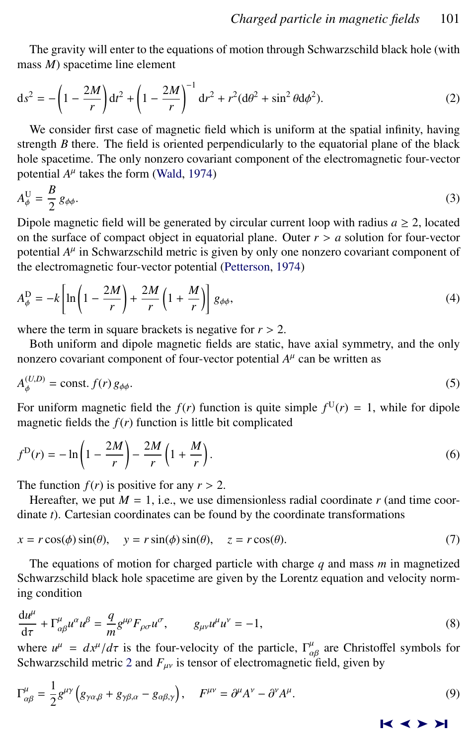The gravity will enter to the equations of motion through Schwarzschild black hole (with mass $M$) spacetime line element

$$
\mathrm{d}s^2 = -\left(1 - \frac{2M}{r}\right)\mathrm{d}t^2 + \left(1 - \frac{2M}{r}\right)^{-1}\mathrm{d}r^2 + r^2(\mathrm{d}\theta^2 + \sin^2\theta\mathrm{d}\phi^2). \tag{2}
$$

We consider first case of magnetic field which is uniform at the spatial infinity, having strength $B$ there. The field is oriented perpendicularly to the equatorial plane of the black hole spacetime. The only nonzero covariant component of the electromagnetic four-vector potential $A^\mu$ takes the form (Wald, 1974)

$$
A^{\mathrm{U}}_{\phi} = \frac{B}{2}\, g_{\phi\phi}. \tag{3}
$$

Dipole magnetic field will be generated by circular current loop with radius $a \geq 2$, located on the surface of compact object in equatorial plane. Outer $r > a$ solution for four-vector potential $A^\mu$ in Schwarzschild metric is given by only one nonzero covariant component of the electromagnetic four-vector potential (Petterson, 1974)

$$
A^{\mathrm{D}}_{\phi} = -k\left[\ln\left(1 - \frac{2M}{r}\right) + \frac{2M}{r}\left(1 + \frac{M}{r}\right)\right] g_{\phi\phi}, \tag{4}
$$

where the term in square brackets is negative for $r > 2$.

Both uniform and dipole magnetic fields are static, have axial symmetry, and the only nonzero covariant component of four-vector potential $A^\mu$ can be written as

$$
A^{(U,D)}_{\phi} = \mathrm{const.}\, f(r)\, g_{\phi\phi}. \tag{5}
$$

For uniform magnetic field the $f(r)$ function is quite simple $f^{\mathrm{U}}(r) = 1$, while for dipole magnetic fields the $f(r)$ function is little bit complicated

$$
f^{\mathrm{D}}(r) = -\ln\left(1 - \frac{2M}{r}\right) - \frac{2M}{r}\left(1 + \frac{M}{r}\right). \tag{6}
$$

The function $f(r)$ is positive for any $r > 2$.

Hereafter, we put $M = 1$, i.e., we use dimensionless radial coordinate $r$ (and time coordinate $t$). Cartesian coordinates can be found by the coordinate transformations

$$
x = r\cos(\phi)\sin(\theta), \quad y = r\sin(\phi)\sin(\theta), \quad z = r\cos(\theta). \tag{7}
$$

The equations of motion for charged particle with charge $q$ and mass $m$ in magnetized Schwarzschild black hole spacetime are given by the Lorentz equation and velocity norming condition

$$
\frac{\mathrm{d}u^\mu}{\mathrm{d}\tau} + \Gamma^{\mu}_{\alpha\beta}u^\alpha u^\beta = \frac{q}{m}g^{\mu\rho}F_{\rho\sigma}u^\sigma, \qquad g_{\mu\nu}u^\mu u^\nu = -1, \tag{8}
$$

where $u^\mu = dx^\mu/d\tau$ is the four-velocity of the particle, $\Gamma^{\mu}_{\alpha\beta}$ are Christoffel symbols for Schwarzschild metric 2 and $F_{\mu\nu}$ is tensor of electromagnetic field, given by

$$
\Gamma^{\mu}_{\alpha\beta} = \frac{1}{2}g^{\mu\gamma}\left(g_{\gamma\alpha,\beta} + g_{\gamma\beta,\alpha} - g_{\alpha\beta,\gamma}\right), \quad F^{\mu\nu} = \partial^\mu A^\nu - \partial^\nu A^\mu. \tag{9}
$$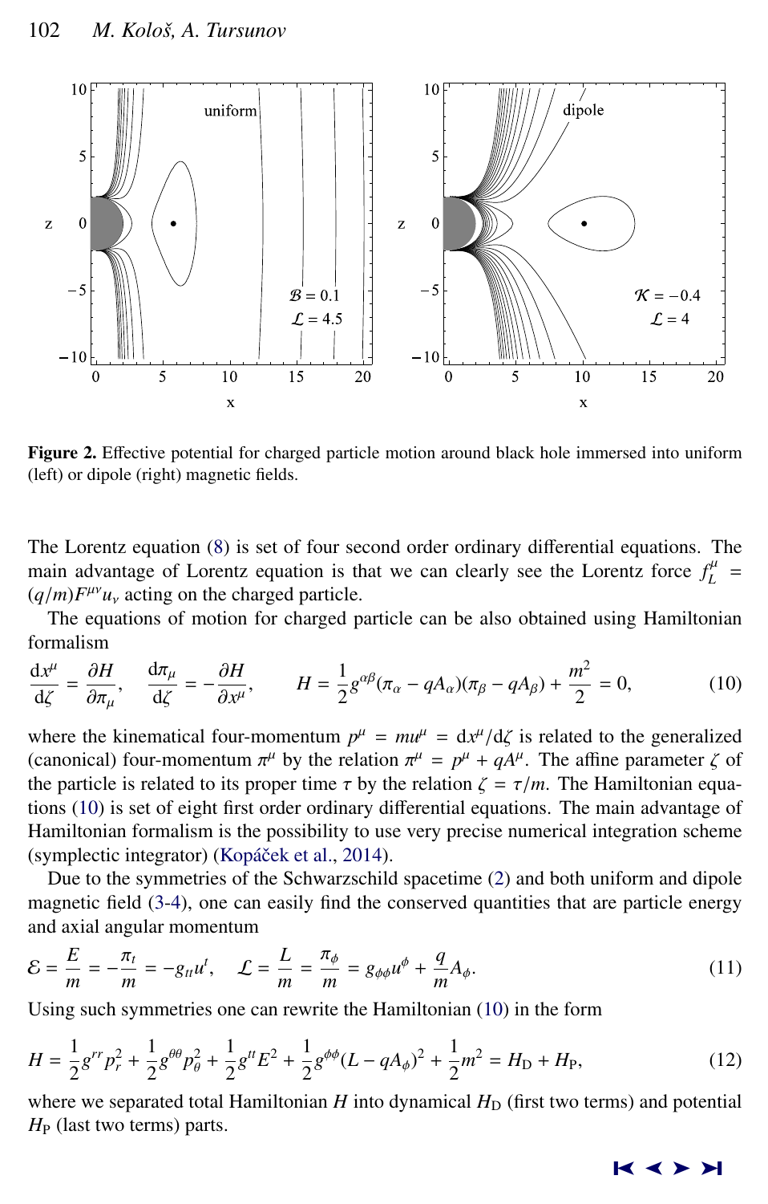**Figure 2.** Effective potential for charged particle motion around black hole immersed into uniform (left) or dipole (right) magnetic fields.

The Lorentz equation (8) is set of four second order ordinary differential equations. The main advantage of Lorentz equation is that we can clearly see the Lorentz force $f^{\mu}_{L} = (q/m)F^{\mu\nu}u_{\nu}$ acting on the charged particle.

The equations of motion for charged particle can be also obtained using Hamiltonian formalism

$$\frac{\mathrm{d}x^{\mu}}{\mathrm{d}\zeta} = \frac{\partial H}{\partial \pi_{\mu}}, \qquad \frac{\mathrm{d}\pi_{\mu}}{\mathrm{d}\zeta} = -\frac{\partial H}{\partial x^{\mu}}, \qquad H = \frac{1}{2}g^{\alpha\beta}(\pi_{\alpha} - qA_{\alpha})(\pi_{\beta} - qA_{\beta}) + \frac{m^2}{2} = 0, \tag{10}$$

where the kinematical four-momentum $p^{\mu} = mu^{\mu} = \mathrm{d}x^{\mu}/\mathrm{d}\zeta$ is related to the generalized (canonical) four-momentum $\pi^{\mu}$ by the relation $\pi^{\mu} = p^{\mu} + qA^{\mu}$. The affine parameter $\zeta$ of the particle is related to its proper time $\tau$ by the relation $\zeta = \tau/m$. The Hamiltonian equations (10) is set of eight first order ordinary differential equations. The main advantage of Hamiltonian formalism is the possibility to use very precise numerical integration scheme (symplectic integrator) (Kopáček et al., 2014).

Due to the symmetries of the Schwarzschild spacetime (2) and both uniform and dipole magnetic field (3-4), one can easily find the conserved quantities that are particle energy and axial angular momentum

$$\mathcal{E} = \frac{E}{m} = -\frac{\pi_t}{m} = -g_{tt}u^{t}, \quad \mathcal{L} = \frac{L}{m} = \frac{\pi_{\phi}}{m} = g_{\phi\phi}u^{\phi} + \frac{q}{m}A_{\phi}. \tag{11}$$

Using such symmetries one can rewrite the Hamiltonian (10) in the form

$$H = \frac{1}{2}g^{rr}p_r^2 + \frac{1}{2}g^{\theta\theta}p_{\theta}^2 + \frac{1}{2}g^{tt}E^2 + \frac{1}{2}g^{\phi\phi}(L - qA_{\phi})^2 + \frac{1}{2}m^2 = H_{\mathrm{D}} + H_{\mathrm{P}}, \tag{12}$$

where we separated total Hamiltonian $H$ into dynamical $H_{\mathrm{D}}$ (first two terms) and potential $H_{\mathrm{P}}$ (last two terms) parts.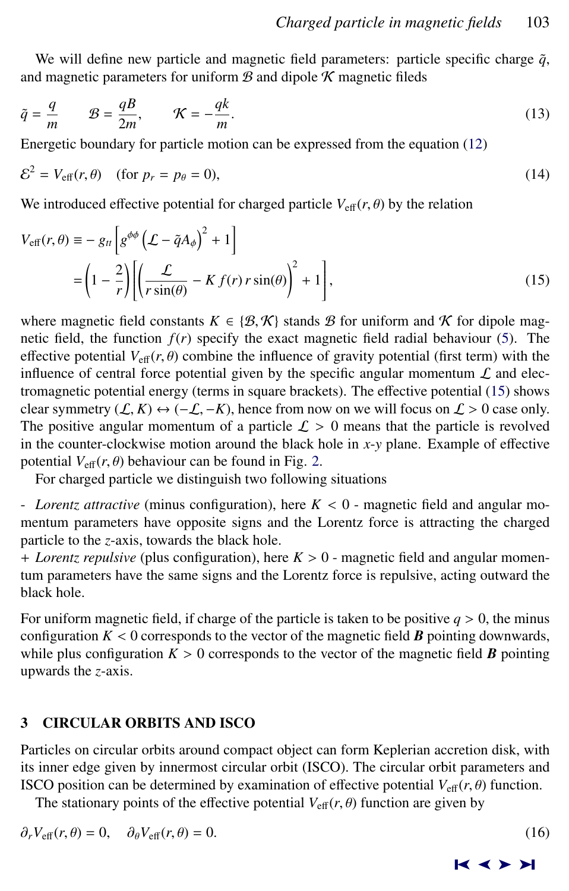We will define new particle and magnetic field parameters: particle specific charge $\tilde{q}$, and magnetic parameters for uniform $\mathcal{B}$ and dipole $\mathcal{K}$ magnetic fileds

$$
\tilde{q} = \frac{q}{m} \qquad \mathcal{B} = \frac{qB}{2m}, \qquad \mathcal{K} = -\frac{qk}{m}. \tag{13}
$$

Energetic boundary for particle motion can be expressed from the equation (12)

$$
\mathcal{E}^2 = V_{\text{eff}}(r, \theta) \quad (\text{for } p_r = p_\theta = 0), \tag{14}
$$

We introduced effective potential for charged particle $V_{\text{eff}}(r, \theta)$ by the relation

$$
\begin{aligned}
V_{\text{eff}}(r, \theta) &\equiv - g_{tt} \left[ g^{\phi\phi} \left( \mathcal{L} - \tilde{q} A_\phi \right)^2 + 1 \right] \\
&= \left( 1 - \frac{2}{r} \right) \left[ \left( \frac{\mathcal{L}}{r \sin(\theta)} - K \, f(r) \, r \sin(\theta) \right)^2 + 1 \right],
\end{aligned} \tag{15}
$$

where magnetic field constants $K \in \{\mathcal{B}, \mathcal{K}\}$ stands $\mathcal{B}$ for uniform and $\mathcal{K}$ for dipole magnetic field, the function $f(r)$ specify the exact magnetic field radial behaviour (5). The effective potential $V_{\text{eff}}(r, \theta)$ combine the influence of gravity potential (first term) with the influence of central force potential given by the specific angular momentum $\mathcal{L}$ and electromagnetic potential energy (terms in square brackets). The effective potential (15) shows clear symmetry $(\mathcal{L}, K) \leftrightarrow (-\mathcal{L}, -K)$, hence from now on we will focus on $\mathcal{L} > 0$ case only. The positive angular momentum of a particle $\mathcal{L} > 0$ means that the particle is revolved in the counter-clockwise motion around the black hole in $x$-$y$ plane. Example of effective potential $V_{\text{eff}}(r, \theta)$ behaviour can be found in Fig. 2.

For charged particle we distinguish two following situations

- *Lorentz attractive* (minus configuration), here $K < 0$ - magnetic field and angular momentum parameters have opposite signs and the Lorentz force is attracting the charged particle to the $z$-axis, towards the black hole.

+ *Lorentz repulsive* (plus configuration), here $K > 0$ - magnetic field and angular momentum parameters have the same signs and the Lorentz force is repulsive, acting outward the black hole.

For uniform magnetic field, if charge of the particle is taken to be positive $q > 0$, the minus configuration $K < 0$ corresponds to the vector of the magnetic field $\boldsymbol{B}$ pointing downwards, while plus configuration $K > 0$ corresponds to the vector of the magnetic field $\boldsymbol{B}$ pointing upwards the $z$-axis.

## 3 CIRCULAR ORBITS AND ISCO

Particles on circular orbits around compact object can form Keplerian accretion disk, with its inner edge given by innermost circular orbit (ISCO). The circular orbit parameters and ISCO position can be determined by examination of effective potential $V_{\text{eff}}(r, \theta)$ function.

The stationary points of the effective potential $V_{\text{eff}}(r, \theta)$ function are given by

$$
\partial_r V_{\text{eff}}(r, \theta) = 0, \quad \partial_\theta V_{\text{eff}}(r, \theta) = 0. \tag{16}
$$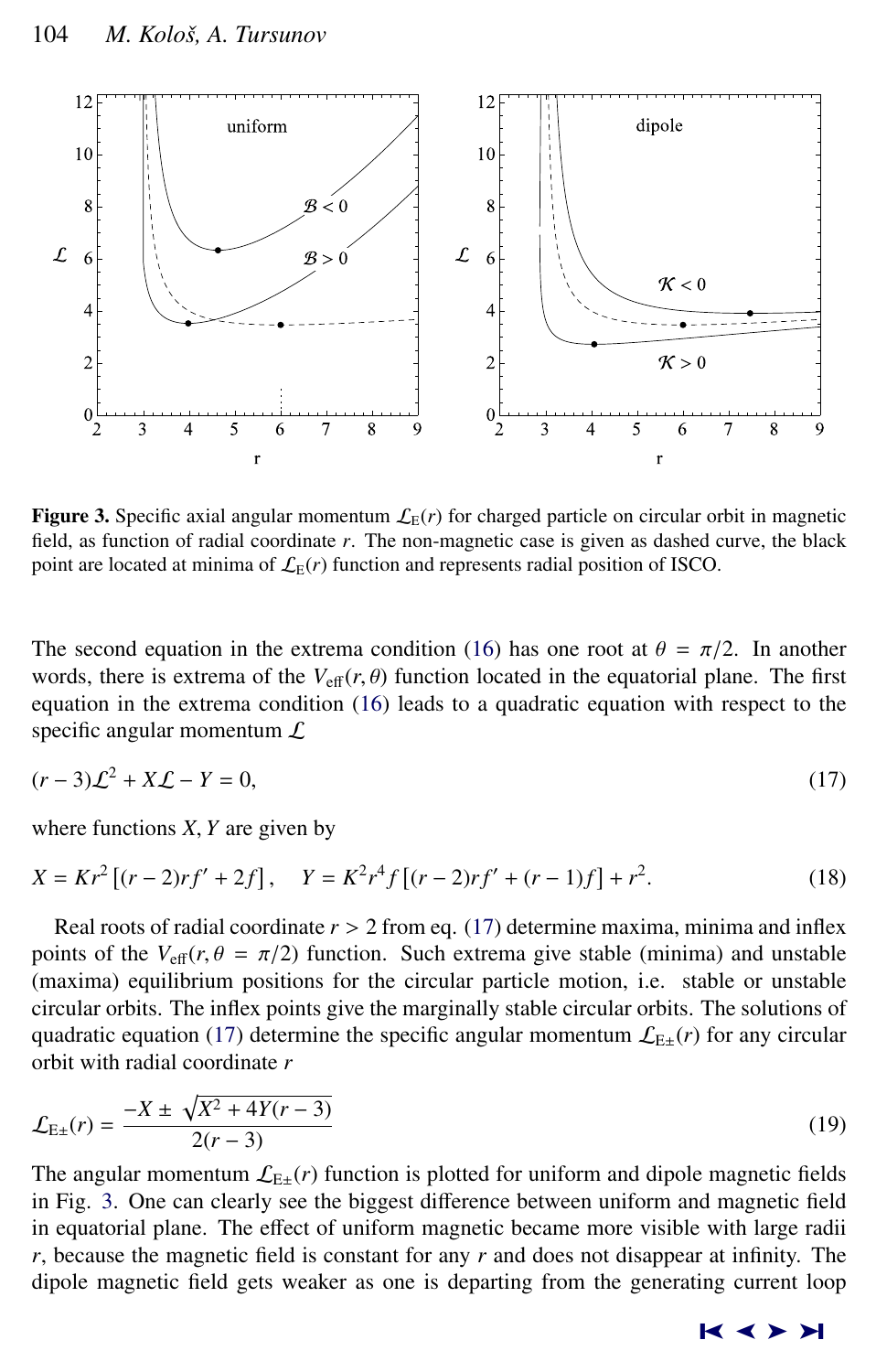**Figure 3.** Specific axial angular momentum $\mathcal{L}_{\rm E}(r)$ for charged particle on circular orbit in magnetic field, as function of radial coordinate $r$. The non-magnetic case is given as dashed curve, the black point are located at minima of $\mathcal{L}_{\rm E}(r)$ function and represents radial position of ISCO.

The second equation in the extrema condition (16) has one root at $\theta = \pi/2$. In another words, there is extrema of the $V_{\rm eff}(r, \theta)$ function located in the equatorial plane. The first equation in the extrema condition (16) leads to a quadratic equation with respect to the specific angular momentum $\mathcal{L}$

$$(r-3)\mathcal{L}^2 + X\mathcal{L} - Y = 0, \tag{17}$$

where functions $X, Y$ are given by

$$X = K r^2 \left[ (r-2) r f' + 2f \right], \quad Y = K^2 r^4 f \left[ (r-2) r f' + (r-1) f \right] + r^2. \tag{18}$$

Real roots of radial coordinate $r > 2$ from eq. (17) determine maxima, minima and inflex points of the $V_{\rm eff}(r, \theta = \pi/2)$ function. Such extrema give stable (minima) and unstable (maxima) equilibrium positions for the circular particle motion, i.e. stable or unstable circular orbits. The inflex points give the marginally stable circular orbits. The solutions of quadratic equation (17) determine the specific angular momentum $\mathcal{L}_{\rm E\pm}(r)$ for any circular orbit with radial coordinate $r$

$$\mathcal{L}_{\rm E\pm}(r) = \frac{-X \pm \sqrt{X^2 + 4Y(r-3)}}{2(r-3)} \tag{19}$$

The angular momentum $\mathcal{L}_{\rm E\pm}(r)$ function is plotted for uniform and dipole magnetic fields in Fig. 3. One can clearly see the biggest difference between uniform and magnetic field in equatorial plane. The effect of uniform magnetic became more visible with large radii $r$, because the magnetic field is constant for any $r$ and does not disappear at infinity. The dipole magnetic field gets weaker as one is departing from the generating current loop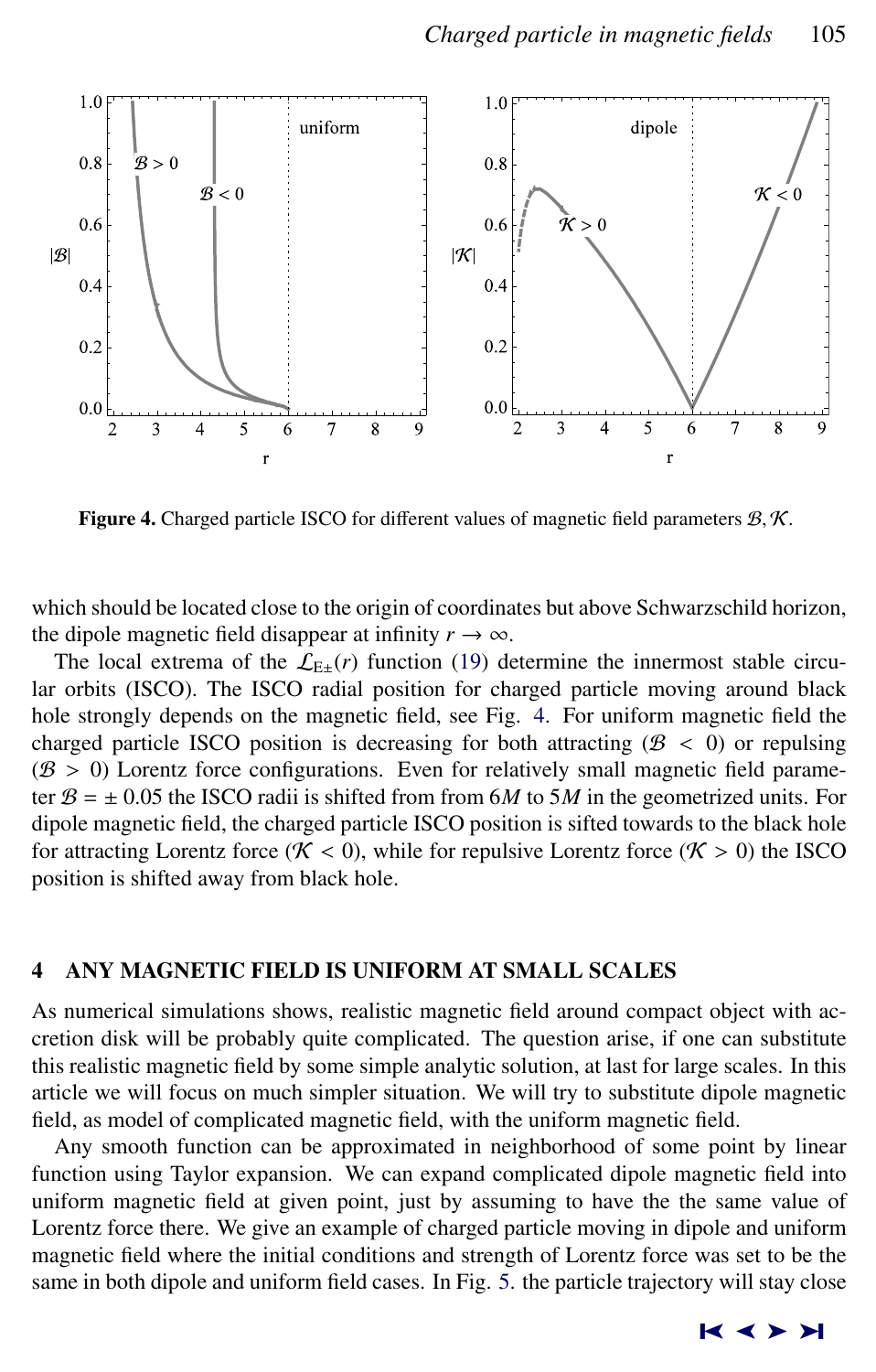**Figure 4.** Charged particle ISCO for different values of magnetic field parameters $\mathcal{B}, \mathcal{K}$.

which should be located close to the origin of coordinates but above Schwarzschild horizon, the dipole magnetic field disappear at infinity $r \to \infty$.

The local extrema of the $\mathcal{L}_{E\pm}(r)$ function (19) determine the innermost stable circular orbits (ISCO). The ISCO radial position for charged particle moving around black hole strongly depends on the magnetic field, see Fig. 4. For uniform magnetic field the charged particle ISCO position is decreasing for both attracting ($\mathcal{B} < 0$) or repulsing ($\mathcal{B} > 0$) Lorentz force configurations. Even for relatively small magnetic field parameter $\mathcal{B} = \pm\, 0.05$ the ISCO radii is shifted from from $6M$ to $5M$ in the geometrized units. For dipole magnetic field, the charged particle ISCO position is sifted towards to the black hole for attracting Lorentz force ($\mathcal{K} < 0$), while for repulsive Lorentz force ($\mathcal{K} > 0$) the ISCO position is shifted away from black hole.

## 4 ANY MAGNETIC FIELD IS UNIFORM AT SMALL SCALES

As numerical simulations shows, realistic magnetic field around compact object with accretion disk will be probably quite complicated. The question arise, if one can substitute this realistic magnetic field by some simple analytic solution, at last for large scales. In this article we will focus on much simpler situation. We will try to substitute dipole magnetic field, as model of complicated magnetic field, with the uniform magnetic field.

Any smooth function can be approximated in neighborhood of some point by linear function using Taylor expansion. We can expand complicated dipole magnetic field into uniform magnetic field at given point, just by assuming to have the the same value of Lorentz force there. We give an example of charged particle moving in dipole and uniform magnetic field where the initial conditions and strength of Lorentz force was set to be the same in both dipole and uniform field cases. In Fig. 5. the particle trajectory will stay close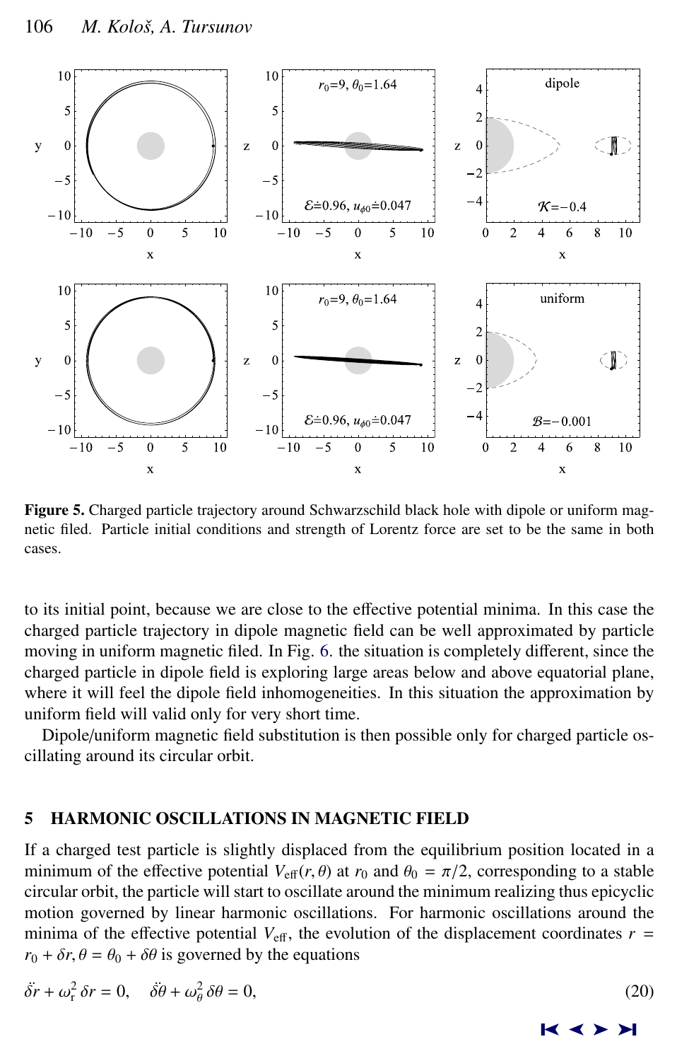**Figure 5.** Charged particle trajectory around Schwarzschild black hole with dipole or uniform magnetic filed. Particle initial conditions and strength of Lorentz force are set to be the same in both cases.

to its initial point, because we are close to the effective potential minima. In this case the charged particle trajectory in dipole magnetic field can be well approximated by particle moving in uniform magnetic filed. In Fig. 6. the situation is completely different, since the charged particle in dipole field is exploring large areas below and above equatorial plane, where it will feel the dipole field inhomogeneities. In this situation the approximation by uniform field will valid only for very short time.

Dipole/uniform magnetic field substitution is then possible only for charged particle oscillating around its circular orbit.

## 5 HARMONIC OSCILLATIONS IN MAGNETIC FIELD

If a charged test particle is slightly displaced from the equilibrium position located in a minimum of the effective potential $V_{\rm eff}(r,\theta)$ at $r_0$ and $\theta_0 = \pi/2$, corresponding to a stable circular orbit, the particle will start to oscillate around the minimum realizing thus epicyclic motion governed by linear harmonic oscillations. For harmonic oscillations around the minima of the effective potential $V_{\rm eff}$, the evolution of the displacement coordinates $r = r_0 + \delta r$, $\theta = \theta_0 + \delta\theta$ is governed by the equations

$$\ddot{\delta r} + \omega_{\rm r}^2\, \delta r = 0, \quad \ddot{\delta\theta} + \omega_\theta^2\, \delta\theta = 0, \tag{20}$$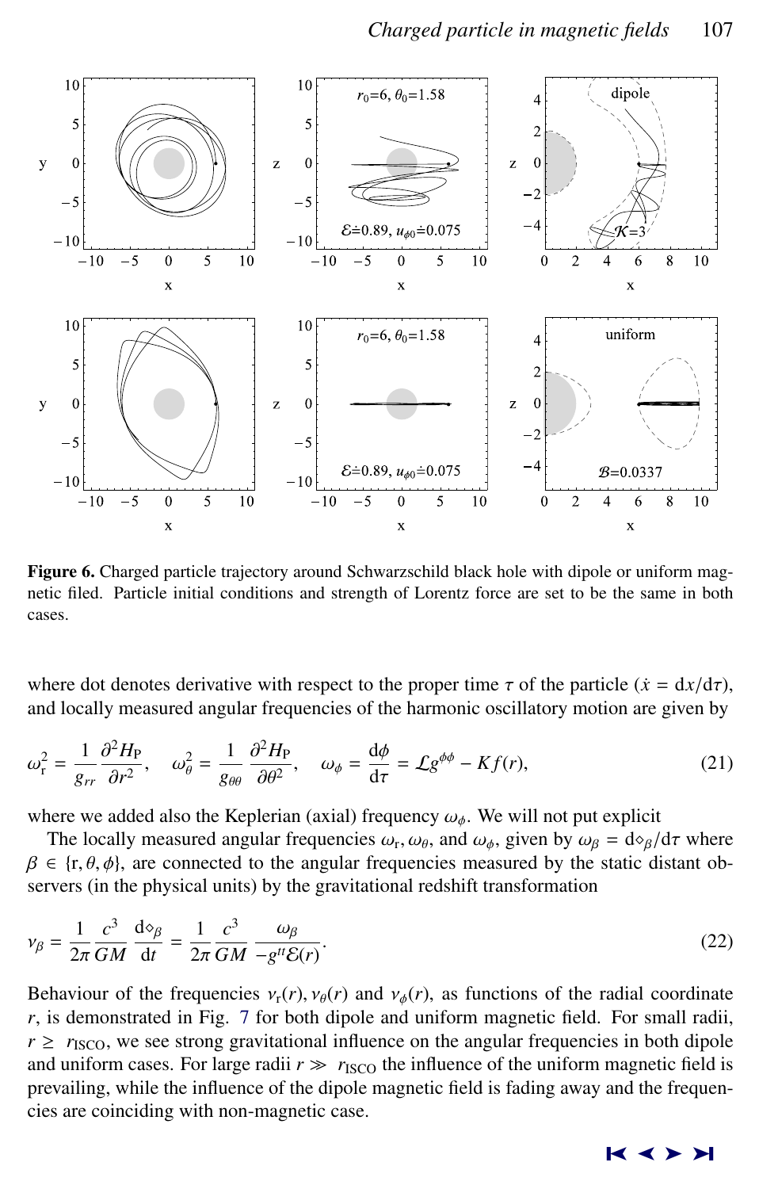**Figure 6.** Charged particle trajectory around Schwarzschild black hole with dipole or uniform magnetic filed. Particle initial conditions and strength of Lorentz force are set to be the same in both cases.

where dot denotes derivative with respect to the proper time $\tau$ of the particle ($\dot{x} = \mathrm{d}x/\mathrm{d}\tau$), and locally measured angular frequencies of the harmonic oscillatory motion are given by

$$\omega_{\mathrm{r}}^2 = \frac{1}{g_{rr}} \frac{\partial^2 H_{\mathrm{P}}}{\partial r^2}, \quad \omega_{\theta}^2 = \frac{1}{g_{\theta\theta}} \frac{\partial^2 H_{\mathrm{P}}}{\partial \theta^2}, \quad \omega_{\phi} = \frac{\mathrm{d}\phi}{\mathrm{d}\tau} = \mathcal{L} g^{\phi\phi} - K f(r), \tag{21}$$

where we added also the Keplerian (axial) frequency $\omega_{\phi}$. We will not put explicit

The locally measured angular frequencies $\omega_{\mathrm{r}}, \omega_{\theta}$, and $\omega_{\phi}$, given by $\omega_{\beta} = \mathrm{d}\diamond_{\beta}/\mathrm{d}\tau$ where $\beta \in \{\mathrm{r}, \theta, \phi\}$, are connected to the angular frequencies measured by the static distant observers (in the physical units) by the gravitational redshift transformation

$$\nu_{\beta} = \frac{1}{2\pi} \frac{c^3}{GM} \frac{\mathrm{d}\diamond_{\beta}}{\mathrm{d}t} = \frac{1}{2\pi} \frac{c^3}{GM} \frac{\omega_{\beta}}{-g^{tt}\mathcal{E}(r)}. \tag{22}$$

Behaviour of the frequencies $\nu_{\mathrm{r}}(r), \nu_{\theta}(r)$ and $\nu_{\phi}(r)$, as functions of the radial coordinate $r$, is demonstrated in Fig. 7 for both dipole and uniform magnetic field. For small radii, $r \geq r_{\mathrm{ISCO}}$, we see strong gravitational influence on the angular frequencies in both dipole and uniform cases. For large radii $r \gg r_{\mathrm{ISCO}}$ the influence of the uniform magnetic field is prevailing, while the influence of the dipole magnetic field is fading away and the frequencies are coinciding with non-magnetic case.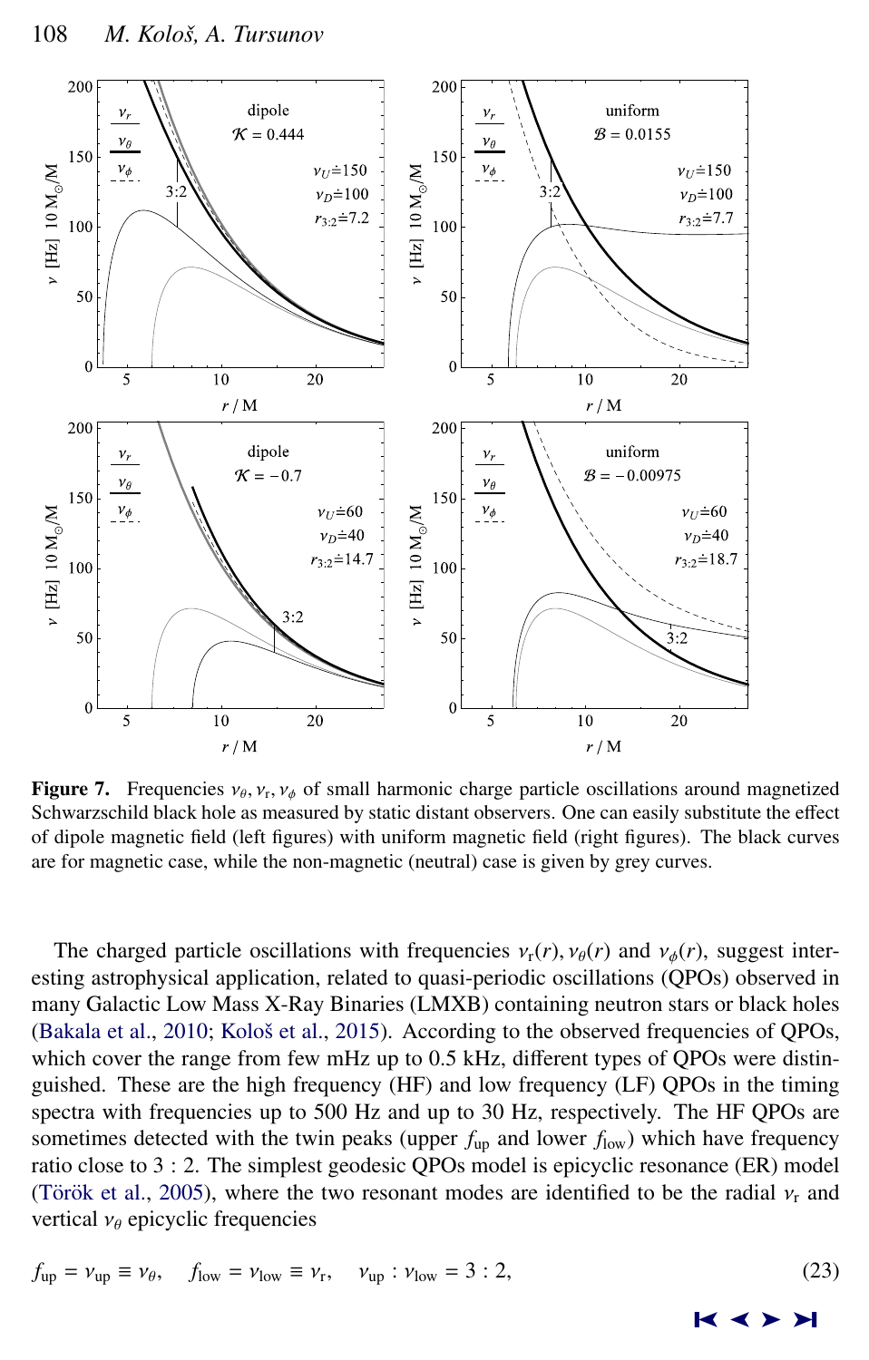**Figure 7.** Frequencies $\nu_\theta, \nu_r, \nu_\phi$ of small harmonic charge particle oscillations around magnetized Schwarzschild black hole as measured by static distant observers. One can easily substitute the effect of dipole magnetic field (left figures) with uniform magnetic field (right figures). The black curves are for magnetic case, while the non-magnetic (neutral) case is given by grey curves.

The charged particle oscillations with frequencies $\nu_r(r), \nu_\theta(r)$ and $\nu_\phi(r)$, suggest interesting astrophysical application, related to quasi-periodic oscillations (QPOs) observed in many Galactic Low Mass X-Ray Binaries (LMXB) containing neutron stars or black holes (Bakala et al., 2010; Kološ et al., 2015). According to the observed frequencies of QPOs, which cover the range from few mHz up to 0.5 kHz, different types of QPOs were distinguished. These are the high frequency (HF) and low frequency (LF) QPOs in the timing spectra with frequencies up to 500 Hz and up to 30 Hz, respectively. The HF QPOs are sometimes detected with the twin peaks (upper $f_{\rm up}$ and lower $f_{\rm low}$) which have frequency ratio close to 3 : 2. The simplest geodesic QPOs model is epicyclic resonance (ER) model (Török et al., 2005), where the two resonant modes are identified to be the radial $\nu_r$ and vertical $\nu_\theta$ epicyclic frequencies

$$f_{\rm up} = \nu_{\rm up} \equiv \nu_\theta, \quad f_{\rm low} = \nu_{\rm low} \equiv \nu_{\rm r}, \quad \nu_{\rm up} : \nu_{\rm low} = 3 : 2, \tag{23}$$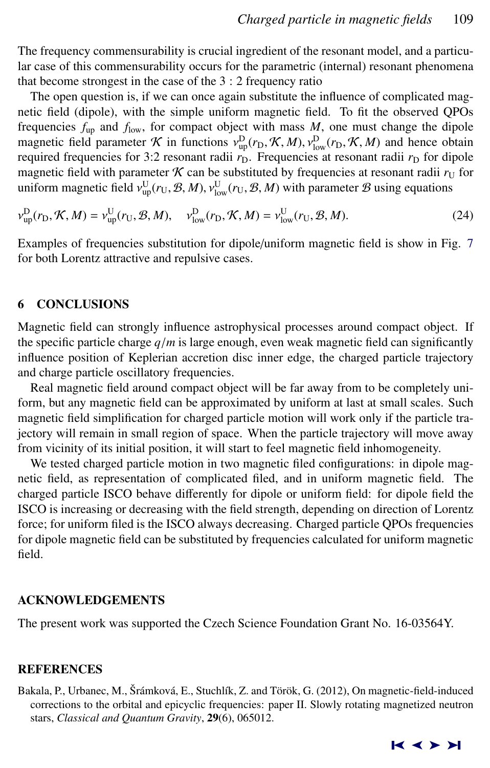The frequency commensurability is crucial ingredient of the resonant model, and a particular case of this commensurability occurs for the parametric (internal) resonant phenomena that become strongest in the case of the 3 : 2 frequency ratio

The open question is, if we can once again substitute the influence of complicated magnetic field (dipole), with the simple uniform magnetic field. To fit the observed QPOs frequencies $f_{\mathrm{up}}$ and $f_{\mathrm{low}}$, for compact object with mass $M$, one must change the dipole magnetic field parameter $\mathcal{K}$ in functions $\nu^{\mathrm{D}}_{\mathrm{up}}(r_{\mathrm{D}}, \mathcal{K}, M), \nu^{\mathrm{D}}_{\mathrm{low}}(r_{\mathrm{D}}, \mathcal{K}, M)$ and hence obtain required frequencies for 3:2 resonant radii $r_{\mathrm{D}}$. Frequencies at resonant radii $r_{\mathrm{D}}$ for dipole magnetic field with parameter $\mathcal{K}$ can be substituted by frequencies at resonant radii $r_{\mathrm{U}}$ for uniform magnetic field $\nu^{\mathrm{U}}_{\mathrm{up}}(r_{\mathrm{U}}, \mathcal{B}, M), \nu^{\mathrm{U}}_{\mathrm{low}}(r_{\mathrm{U}}, \mathcal{B}, M)$ with parameter $\mathcal{B}$ using equations

$$\nu^{\mathrm{D}}_{\mathrm{up}}(r_{\mathrm{D}}, \mathcal{K}, M) = \nu^{\mathrm{U}}_{\mathrm{up}}(r_{\mathrm{U}}, \mathcal{B}, M), \quad \nu^{\mathrm{D}}_{\mathrm{low}}(r_{\mathrm{D}}, \mathcal{K}, M) = \nu^{\mathrm{U}}_{\mathrm{low}}(r_{\mathrm{U}}, \mathcal{B}, M). \tag{24}$$

Examples of frequencies substitution for dipole/uniform magnetic field is show in Fig. 7 for both Lorentz attractive and repulsive cases.

## 6 CONCLUSIONS

Magnetic field can strongly influence astrophysical processes around compact object. If the specific particle charge $q/m$ is large enough, even weak magnetic field can significantly influence position of Keplerian accretion disc inner edge, the charged particle trajectory and charge particle oscillatory frequencies.

Real magnetic field around compact object will be far away from to be completely uniform, but any magnetic field can be approximated by uniform at last at small scales. Such magnetic field simplification for charged particle motion will work only if the particle trajectory will remain in small region of space. When the particle trajectory will move away from vicinity of its initial position, it will start to feel magnetic field inhomogeneity.

We tested charged particle motion in two magnetic filed configurations: in dipole magnetic field, as representation of complicated filed, and in uniform magnetic field. The charged particle ISCO behave differently for dipole or uniform field: for dipole field the ISCO is increasing or decreasing with the field strength, depending on direction of Lorentz force; for uniform filed is the ISCO always decreasing. Charged particle QPOs frequencies for dipole magnetic field can be substituted by frequencies calculated for uniform magnetic field.

## ACKNOWLEDGEMENTS

The present work was supported the Czech Science Foundation Grant No. 16-03564Y.

## REFERENCES

Bakala, P., Urbanec, M., Šrámková, E., Stuchlík, Z. and Török, G. (2012), On magnetic-field-induced corrections to the orbital and epicyclic frequencies: paper II. Slowly rotating magnetized neutron stars, *Classical and Quantum Gravity*, **29**(6), 065012.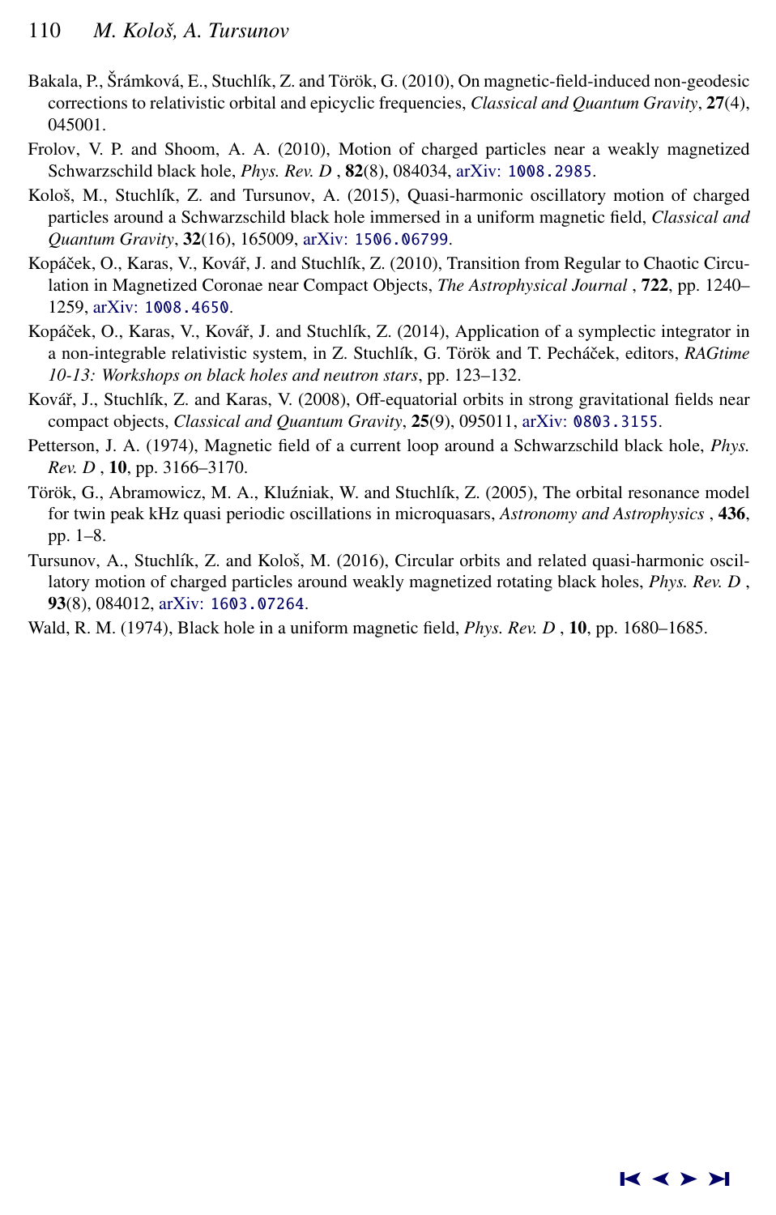Bakala, P., Šrámková, E., Stuchlík, Z. and Török, G. (2010), On magnetic-field-induced non-geodesic corrections to relativistic orbital and epicyclic frequencies, *Classical and Quantum Gravity*, **27**(4), 045001.

Frolov, V. P. and Shoom, A. A. (2010), Motion of charged particles near a weakly magnetized Schwarzschild black hole, *Phys. Rev. D*, **82**(8), 084034, arXiv: 1008.2985.

Kološ, M., Stuchlík, Z. and Tursunov, A. (2015), Quasi-harmonic oscillatory motion of charged particles around a Schwarzschild black hole immersed in a uniform magnetic field, *Classical and Quantum Gravity*, **32**(16), 165009, arXiv: 1506.06799.

Kopáček, O., Karas, V., Kovář, J. and Stuchlík, Z. (2010), Transition from Regular to Chaotic Circulation in Magnetized Coronae near Compact Objects, *The Astrophysical Journal*, **722**, pp. 1240–1259, arXiv: 1008.4650.

Kopáček, O., Karas, V., Kovář, J. and Stuchlík, Z. (2014), Application of a symplectic integrator in a non-integrable relativistic system, in Z. Stuchlík, G. Török and T. Pecháček, editors, *RAGtime 10-13: Workshops on black holes and neutron stars*, pp. 123–132.

Kovář, J., Stuchlík, Z. and Karas, V. (2008), Off-equatorial orbits in strong gravitational fields near compact objects, *Classical and Quantum Gravity*, **25**(9), 095011, arXiv: 0803.3155.

Petterson, J. A. (1974), Magnetic field of a current loop around a Schwarzschild black hole, *Phys. Rev. D*, **10**, pp. 3166–3170.

Török, G., Abramowicz, M. A., Kluźniak, W. and Stuchlík, Z. (2005), The orbital resonance model for twin peak kHz quasi periodic oscillations in microquasars, *Astronomy and Astrophysics*, **436**, pp. 1–8.

Tursunov, A., Stuchlík, Z. and Kološ, M. (2016), Circular orbits and related quasi-harmonic oscillatory motion of charged particles around weakly magnetized rotating black holes, *Phys. Rev. D*, **93**(8), 084012, arXiv: 1603.07264.

Wald, R. M. (1974), Black hole in a uniform magnetic field, *Phys. Rev. D*, **10**, pp. 1680–1685.